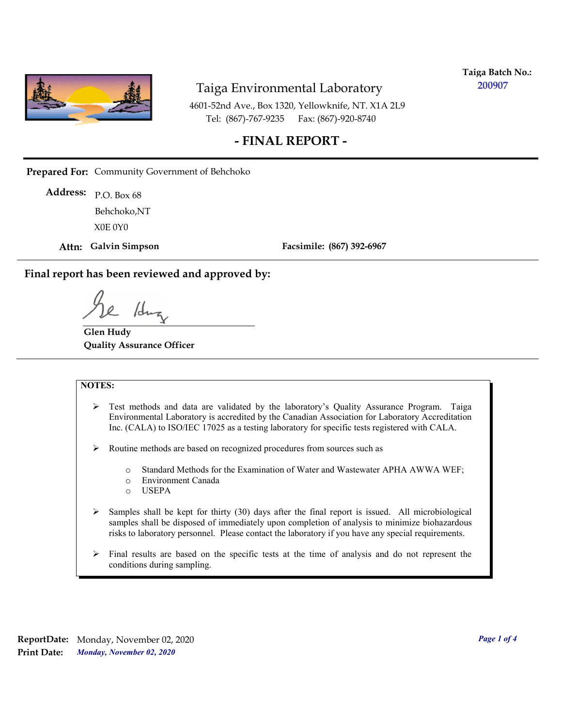**Taiga Batch No.:** 200907

# Taiga Environmental Laboratory

4601-52nd Ave., Box 1320, Yellowknife, NT. X1A 2L9
Tel: (867)-767-9235 Fax: (867)-920-8740

## - FINAL REPORT -

**Prepared For:** Community Government of Behchoko

**Address:** P.O. Box 68
Behchoko,NT
X0E 0Y0

**Attn: Galvin Simpson** **Facsimile: (867) 392-6967**

---

## Final report has been reviewed and approved by:

**Glen Hudy**
**Quality Assurance Officer**

---

**NOTES:**

- Test methods and data are validated by the laboratory's Quality Assurance Program. Taiga Environmental Laboratory is accredited by the Canadian Association for Laboratory Accreditation Inc. (CALA) to ISO/IEC 17025 as a testing laboratory for specific tests registered with CALA.
- Routine methods are based on recognized procedures from sources such as
  - Standard Methods for the Examination of Water and Wastewater APHA AWWA WEF;
  - Environment Canada
  - USEPA
- Samples shall be kept for thirty (30) days after the final report is issued. All microbiological samples shall be disposed of immediately upon completion of analysis to minimize biohazardous risks to laboratory personnel. Please contact the laboratory if you have any special requirements.
- Final results are based on the specific tests at the time of analysis and do not represent the conditions during sampling.

**ReportDate:** Monday, November 02, 2020
**Print Date:** *Monday, November 02, 2020*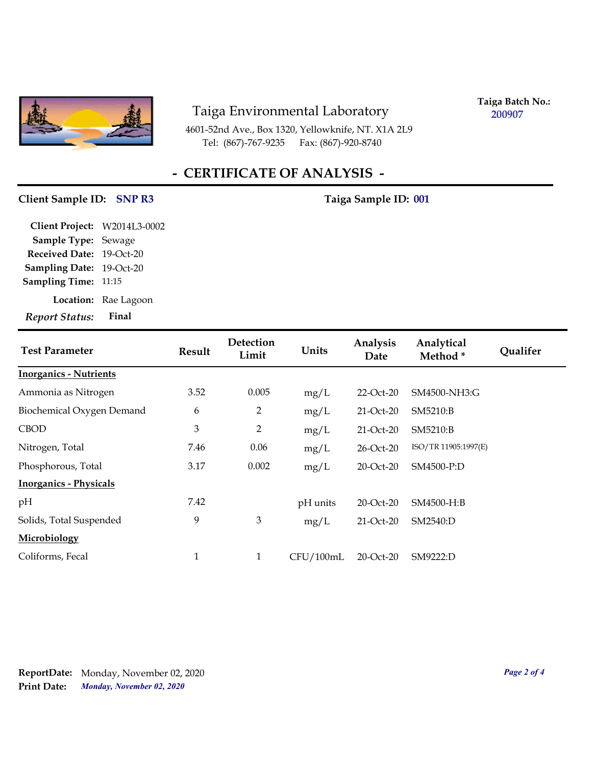# Taiga Environmental Laboratory

4601-52nd Ave., Box 1320, Yellowknife, NT. X1A 2L9
Tel: (867)-767-9235 Fax: (867)-920-8740

**Taiga Batch No.:** 200907

## - CERTIFICATE OF ANALYSIS -

**Client Sample ID:** SNP R3 **Taiga Sample ID:** 001

**Client Project:** W2014L3-0002
**Sample Type:** Sewage
**Received Date:** 19-Oct-20
**Sampling Date:** 19-Oct-20
**Sampling Time:** 11:15
**Location:** Rae Lagoon
***Report Status:*** **Final**

| Test Parameter | Result | Detection Limit | Units | Analysis Date | Analytical Method * | Qualifer |
|---|---|---|---|---|---|---|
| **Inorganics - Nutrients** | | | | | | |
| Ammonia as Nitrogen | 3.52 | 0.005 | mg/L | 22-Oct-20 | SM4500-NH3:G | |
| Biochemical Oxygen Demand | 6 | 2 | mg/L | 21-Oct-20 | SM5210:B | |
| CBOD | 3 | 2 | mg/L | 21-Oct-20 | SM5210:B | |
| Nitrogen, Total | 7.46 | 0.06 | mg/L | 26-Oct-20 | ISO/TR 11905:1997(E) | |
| Phosphorous, Total | 3.17 | 0.002 | mg/L | 20-Oct-20 | SM4500-P:D | |
| **Inorganics - Physicals** | | | | | | |
| pH | 7.42 | | pH units | 20-Oct-20 | SM4500-H:B | |
| Solids, Total Suspended | 9 | 3 | mg/L | 21-Oct-20 | SM2540:D | |
| **Microbiology** | | | | | | |
| Coliforms, Fecal | 1 | 1 | CFU/100mL | 20-Oct-20 | SM9222:D | |

**ReportDate:** Monday, November 02, 2020
**Print Date:** ***Monday, November 02, 2020***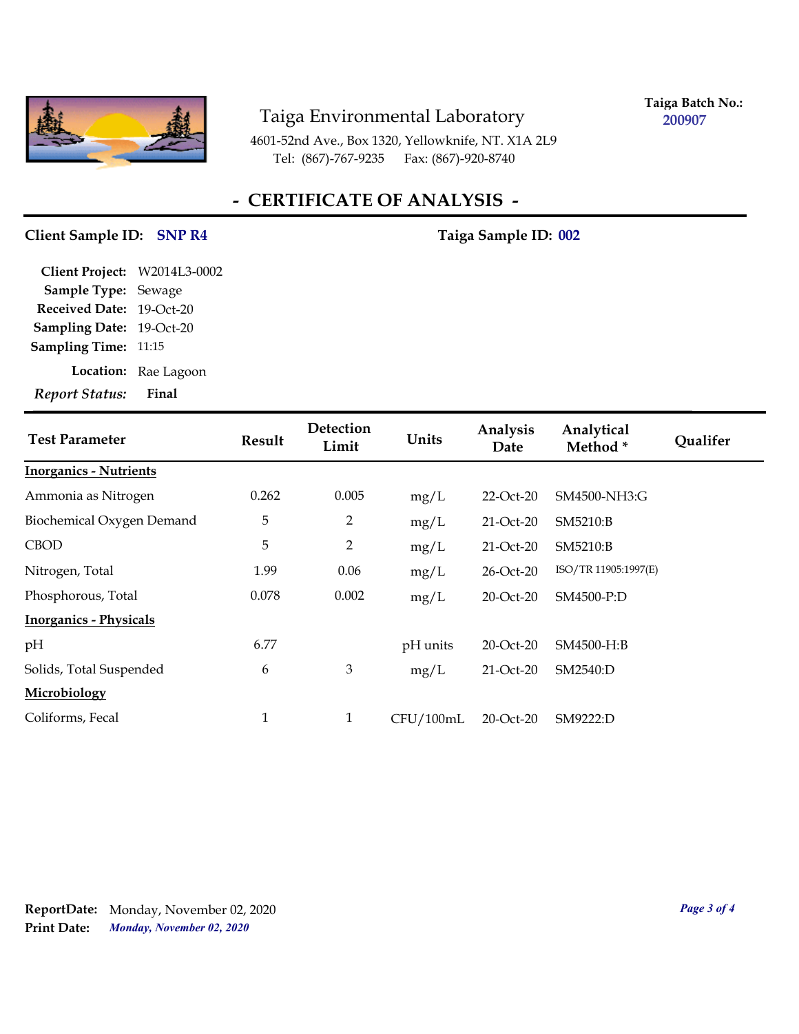**Taiga Environmental Laboratory**

4601-52nd Ave., Box 1320, Yellowknife, NT. X1A 2L9
Tel: (867)-767-9235 Fax: (867)-920-8740

**Taiga Batch No.:** 200907

# - CERTIFICATE OF ANALYSIS -

**Client Sample ID:** SNP R4 **Taiga Sample ID:** 002

**Client Project:** W2014L3-0002
**Sample Type:** Sewage
**Received Date:** 19-Oct-20
**Sampling Date:** 19-Oct-20
**Sampling Time:** 11:15
**Location:** Rae Lagoon
***Report Status:*** **Final**

| Test Parameter | Result | Detection Limit | Units | Analysis Date | Analytical Method * | Qualifer |
|---|---|---|---|---|---|---|
| **Inorganics - Nutrients** | | | | | | |
| Ammonia as Nitrogen | 0.262 | 0.005 | mg/L | 22-Oct-20 | SM4500-NH3:G | |
| Biochemical Oxygen Demand | 5 | 2 | mg/L | 21-Oct-20 | SM5210:B | |
| CBOD | 5 | 2 | mg/L | 21-Oct-20 | SM5210:B | |
| Nitrogen, Total | 1.99 | 0.06 | mg/L | 26-Oct-20 | ISO/TR 11905:1997(E) | |
| Phosphorous, Total | 0.078 | 0.002 | mg/L | 20-Oct-20 | SM4500-P:D | |
| **Inorganics - Physicals** | | | | | | |
| pH | 6.77 | | pH units | 20-Oct-20 | SM4500-H:B | |
| Solids, Total Suspended | 6 | 3 | mg/L | 21-Oct-20 | SM2540:D | |
| **Microbiology** | | | | | | |
| Coliforms, Fecal | 1 | 1 | CFU/100mL | 20-Oct-20 | SM9222:D | |

**ReportDate:** Monday, November 02, 2020
**Print Date:** *Monday, November 02, 2020*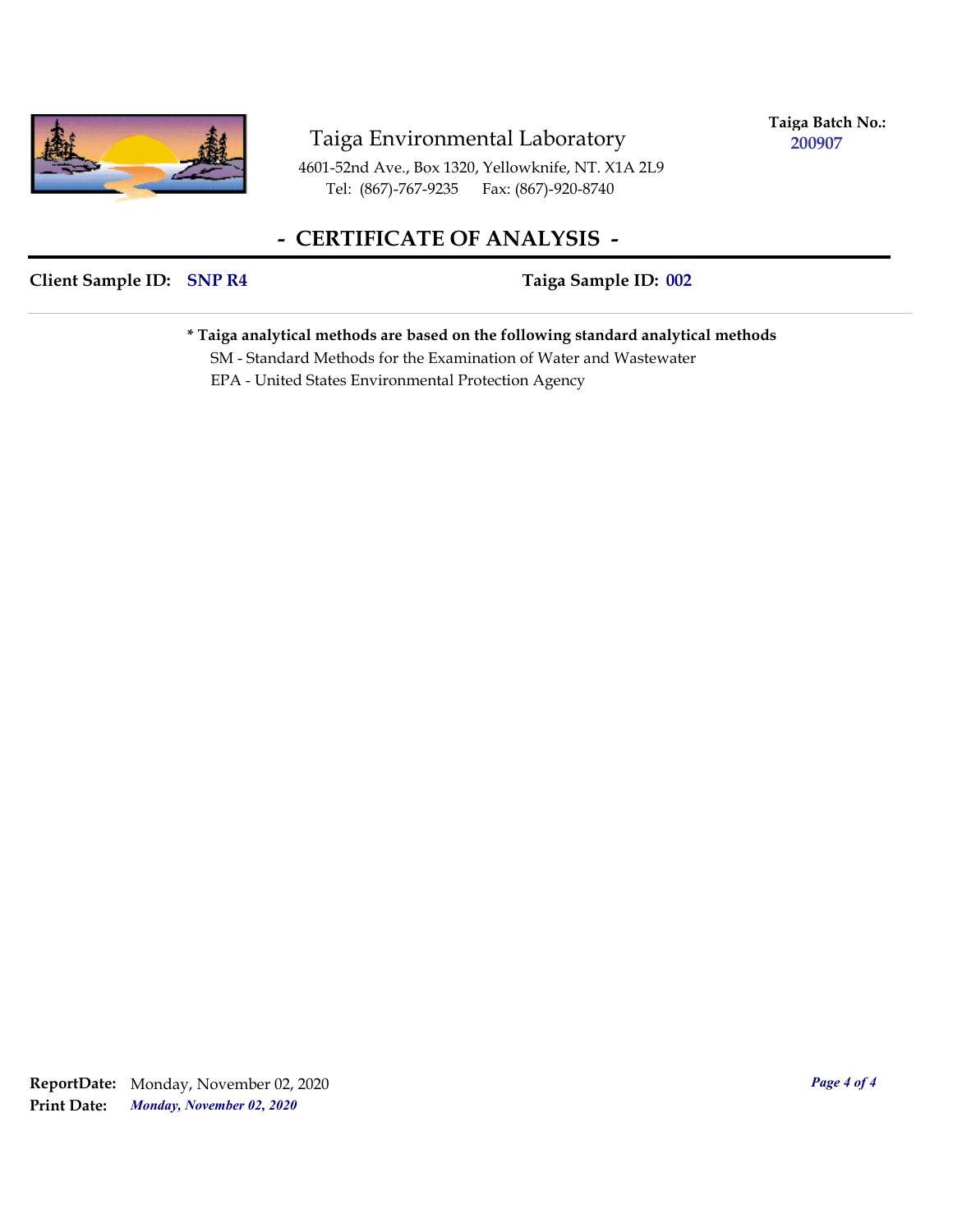Taiga Environmental Laboratory

4601-52nd Ave., Box 1320, Yellowknife, NT. X1A 2L9
Tel: (867)-767-9235 Fax: (867)-920-8740

**Taiga Batch No.:** 200907

# - CERTIFICATE OF ANALYSIS -

**Client Sample ID:** **SNP R4** **Taiga Sample ID:** **002**

**\* Taiga analytical methods are based on the following standard analytical methods**

SM - Standard Methods for the Examination of Water and Wastewater

EPA - United States Environmental Protection Agency

**ReportDate:** Monday, November 02, 2020
**Print Date:** *Monday, November 02, 2020*